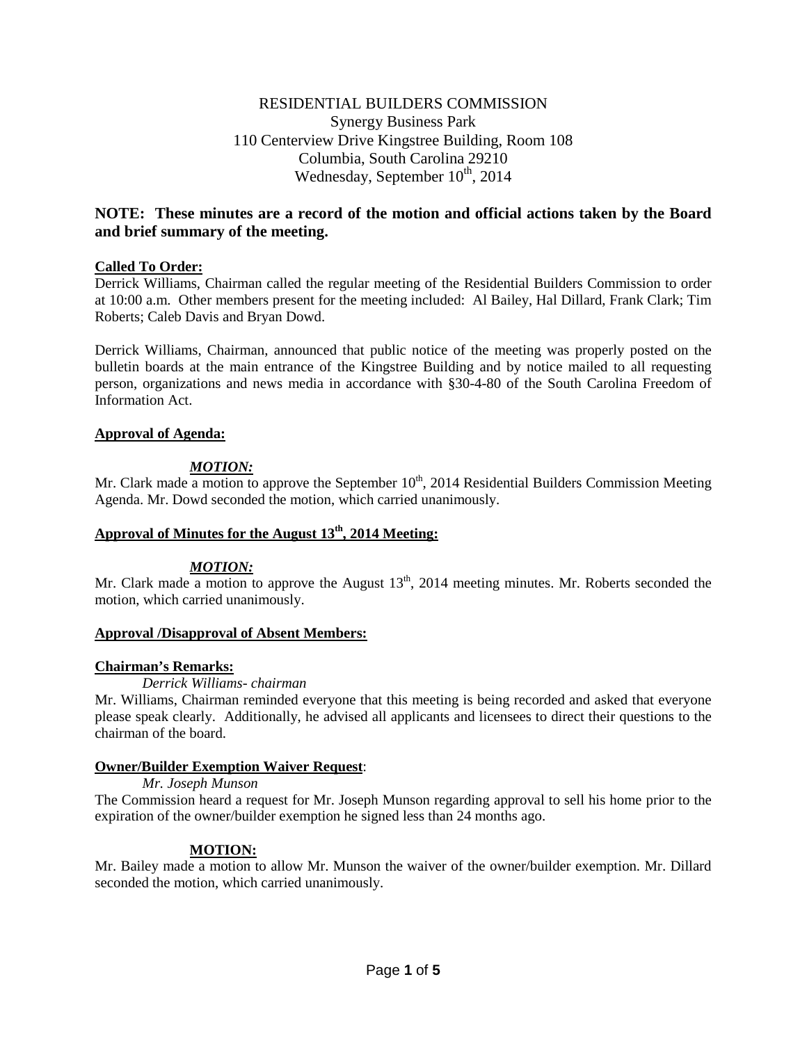RESIDENTIAL BUILDERS COMMISSION
Synergy Business Park
110 Centerview Drive Kingstree Building, Room 108
Columbia, South Carolina 29210
Wednesday, September 10th, 2014

**NOTE: These minutes are a record of the motion and official actions taken by the Board and brief summary of the meeting.**

**Called To Order:**

Derrick Williams, Chairman called the regular meeting of the Residential Builders Commission to order at 10:00 a.m. Other members present for the meeting included: Al Bailey, Hal Dillard, Frank Clark; Tim Roberts; Caleb Davis and Bryan Dowd.

Derrick Williams, Chairman, announced that public notice of the meeting was properly posted on the bulletin boards at the main entrance of the Kingstree Building and by notice mailed to all requesting person, organizations and news media in accordance with §30-4-80 of the South Carolina Freedom of Information Act.

**Approval of Agenda:**

***MOTION:***

Mr. Clark made a motion to approve the September 10th, 2014 Residential Builders Commission Meeting Agenda. Mr. Dowd seconded the motion, which carried unanimously.

**Approval of Minutes for the August 13th, 2014 Meeting:**

***MOTION:***

Mr. Clark made a motion to approve the August 13th, 2014 meeting minutes. Mr. Roberts seconded the motion, which carried unanimously.

**Approval /Disapproval of Absent Members:**

**Chairman's Remarks:**

*Derrick Williams- chairman*

Mr. Williams, Chairman reminded everyone that this meeting is being recorded and asked that everyone please speak clearly. Additionally, he advised all applicants and licensees to direct their questions to the chairman of the board.

**Owner/Builder Exemption Waiver Request**:

*Mr. Joseph Munson*

The Commission heard a request for Mr. Joseph Munson regarding approval to sell his home prior to the expiration of the owner/builder exemption he signed less than 24 months ago.

**MOTION:**

Mr. Bailey made a motion to allow Mr. Munson the waiver of the owner/builder exemption. Mr. Dillard seconded the motion, which carried unanimously.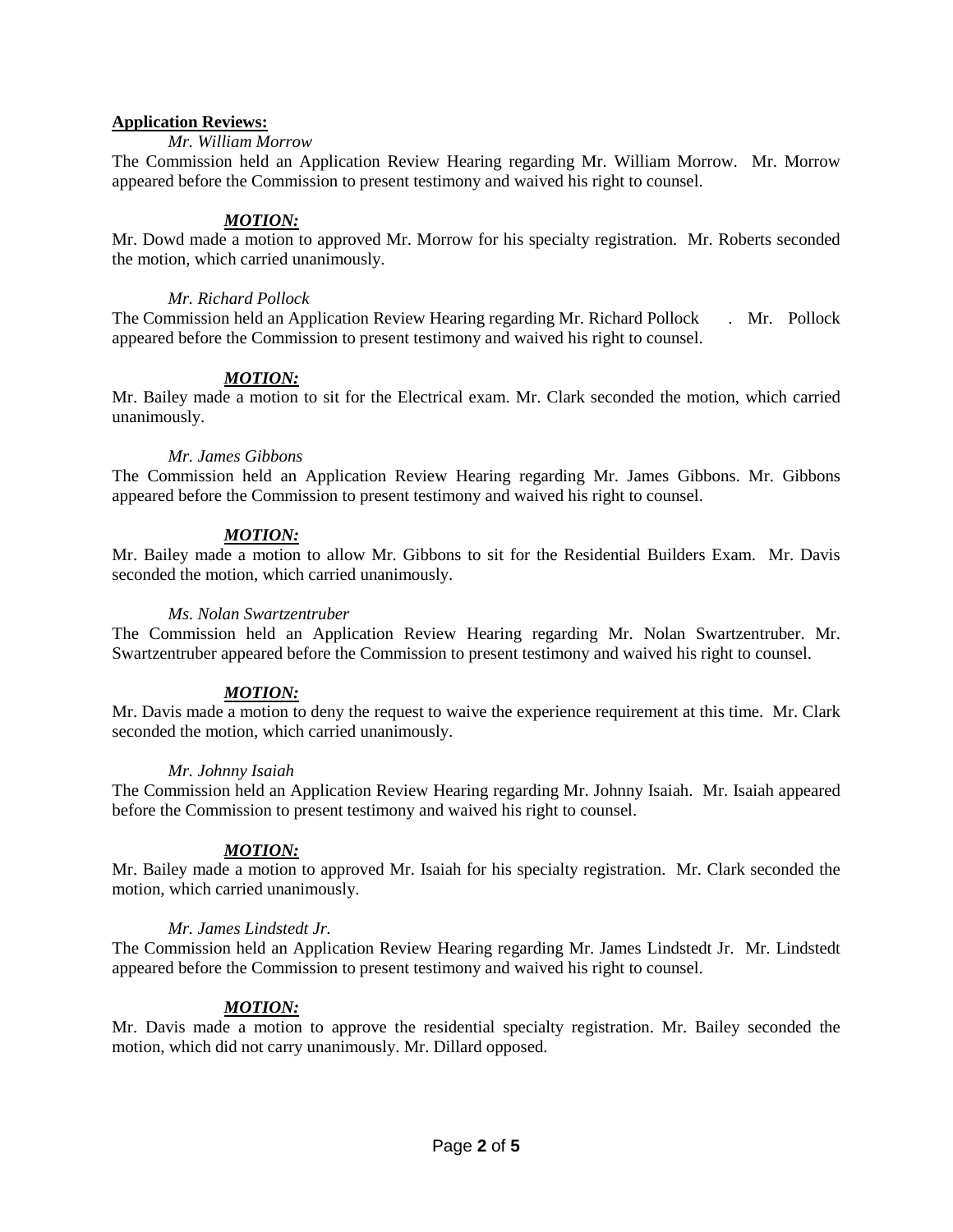**Application Reviews:**

*Mr. William Morrow*

The Commission held an Application Review Hearing regarding Mr. William Morrow. Mr. Morrow appeared before the Commission to present testimony and waived his right to counsel.

***MOTION:***

Mr. Dowd made a motion to approved Mr. Morrow for his specialty registration. Mr. Roberts seconded the motion, which carried unanimously.

*Mr. Richard Pollock*

The Commission held an Application Review Hearing regarding Mr. Richard Pollock . Mr. Pollock appeared before the Commission to present testimony and waived his right to counsel.

***MOTION:***

Mr. Bailey made a motion to sit for the Electrical exam. Mr. Clark seconded the motion, which carried unanimously.

*Mr. James Gibbons*

The Commission held an Application Review Hearing regarding Mr. James Gibbons. Mr. Gibbons appeared before the Commission to present testimony and waived his right to counsel.

***MOTION:***

Mr. Bailey made a motion to allow Mr. Gibbons to sit for the Residential Builders Exam. Mr. Davis seconded the motion, which carried unanimously.

*Ms. Nolan Swartzentruber*

The Commission held an Application Review Hearing regarding Mr. Nolan Swartzentruber. Mr. Swartzentruber appeared before the Commission to present testimony and waived his right to counsel.

***MOTION:***

Mr. Davis made a motion to deny the request to waive the experience requirement at this time. Mr. Clark seconded the motion, which carried unanimously.

*Mr. Johnny Isaiah*

The Commission held an Application Review Hearing regarding Mr. Johnny Isaiah. Mr. Isaiah appeared before the Commission to present testimony and waived his right to counsel.

***MOTION:***

Mr. Bailey made a motion to approved Mr. Isaiah for his specialty registration. Mr. Clark seconded the motion, which carried unanimously.

*Mr. James Lindstedt Jr.*

The Commission held an Application Review Hearing regarding Mr. James Lindstedt Jr. Mr. Lindstedt appeared before the Commission to present testimony and waived his right to counsel.

***MOTION:***

Mr. Davis made a motion to approve the residential specialty registration. Mr. Bailey seconded the motion, which did not carry unanimously. Mr. Dillard opposed.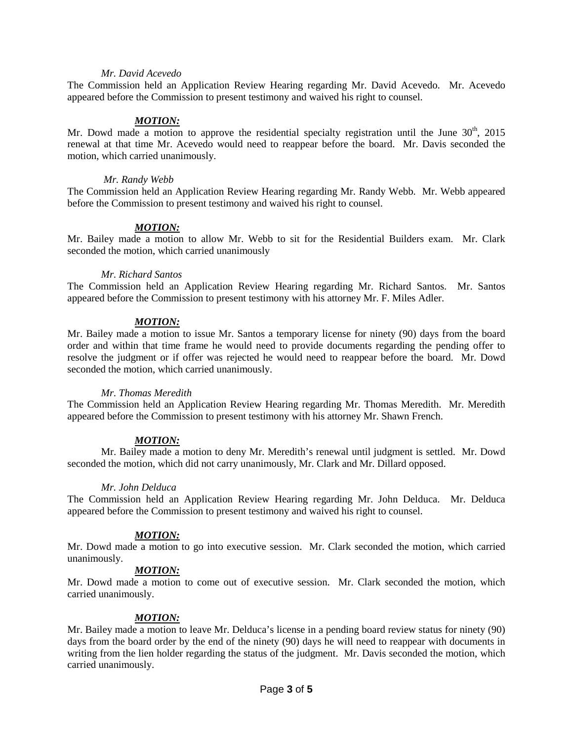*Mr. David Acevedo*

The Commission held an Application Review Hearing regarding Mr. David Acevedo. Mr. Acevedo appeared before the Commission to present testimony and waived his right to counsel.

***MOTION:***

Mr. Dowd made a motion to approve the residential specialty registration until the June 30th, 2015 renewal at that time Mr. Acevedo would need to reappear before the board. Mr. Davis seconded the motion, which carried unanimously.

*Mr. Randy Webb*

The Commission held an Application Review Hearing regarding Mr. Randy Webb. Mr. Webb appeared before the Commission to present testimony and waived his right to counsel.

***MOTION:***

Mr. Bailey made a motion to allow Mr. Webb to sit for the Residential Builders exam. Mr. Clark seconded the motion, which carried unanimously

*Mr. Richard Santos*

The Commission held an Application Review Hearing regarding Mr. Richard Santos. Mr. Santos appeared before the Commission to present testimony with his attorney Mr. F. Miles Adler.

***MOTION:***

Mr. Bailey made a motion to issue Mr. Santos a temporary license for ninety (90) days from the board order and within that time frame he would need to provide documents regarding the pending offer to resolve the judgment or if offer was rejected he would need to reappear before the board. Mr. Dowd seconded the motion, which carried unanimously.

*Mr. Thomas Meredith*

The Commission held an Application Review Hearing regarding Mr. Thomas Meredith. Mr. Meredith appeared before the Commission to present testimony with his attorney Mr. Shawn French.

***MOTION:***

Mr. Bailey made a motion to deny Mr. Meredith's renewal until judgment is settled. Mr. Dowd seconded the motion, which did not carry unanimously, Mr. Clark and Mr. Dillard opposed.

*Mr. John Delduca*

The Commission held an Application Review Hearing regarding Mr. John Delduca. Mr. Delduca appeared before the Commission to present testimony and waived his right to counsel.

***MOTION:***

Mr. Dowd made a motion to go into executive session. Mr. Clark seconded the motion, which carried unanimously.

***MOTION:***

Mr. Dowd made a motion to come out of executive session. Mr. Clark seconded the motion, which carried unanimously.

***MOTION:***

Mr. Bailey made a motion to leave Mr. Delduca's license in a pending board review status for ninety (90) days from the board order by the end of the ninety (90) days he will need to reappear with documents in writing from the lien holder regarding the status of the judgment. Mr. Davis seconded the motion, which carried unanimously.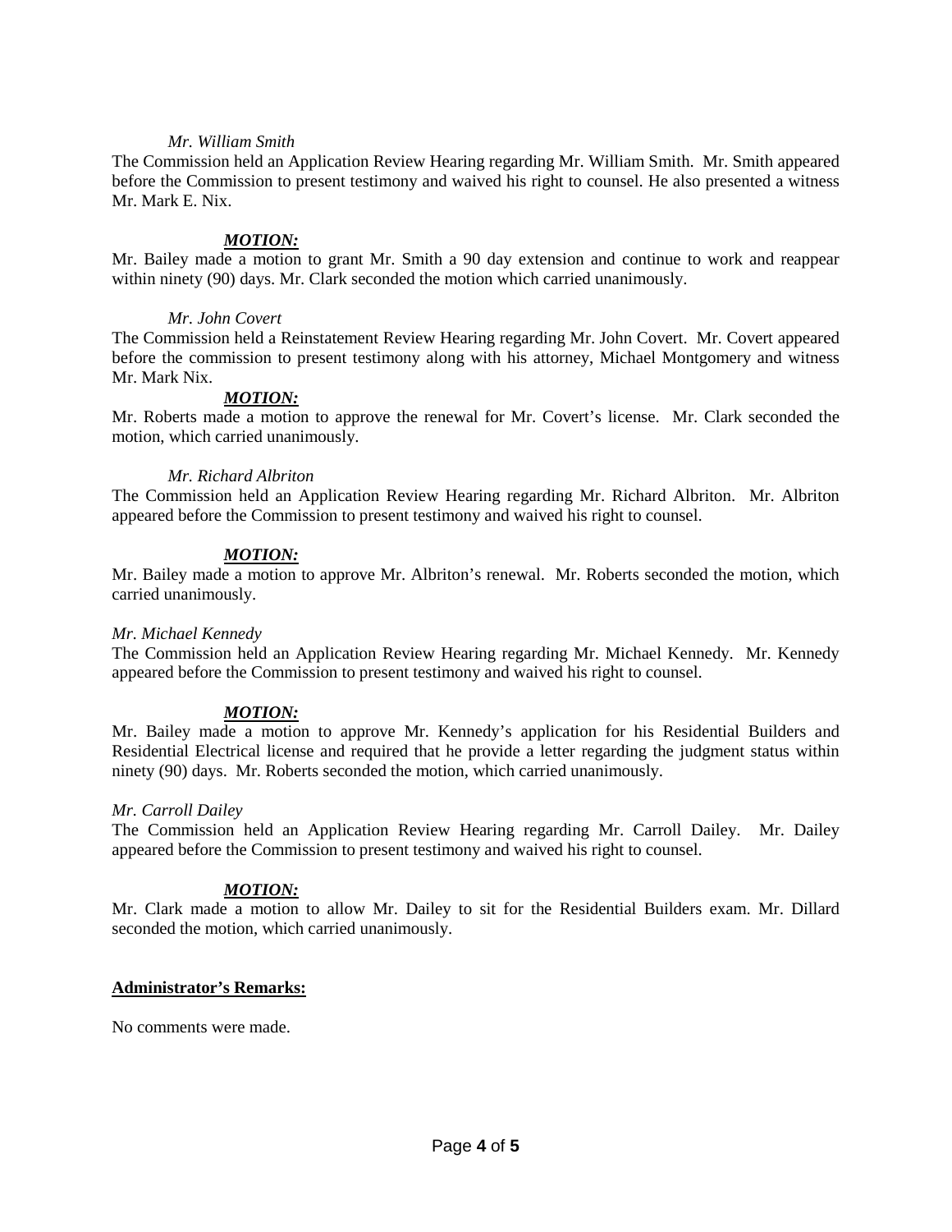*Mr. William Smith*

The Commission held an Application Review Hearing regarding Mr. William Smith. Mr. Smith appeared before the Commission to present testimony and waived his right to counsel. He also presented a witness Mr. Mark E. Nix.

***MOTION:***

Mr. Bailey made a motion to grant Mr. Smith a 90 day extension and continue to work and reappear within ninety (90) days. Mr. Clark seconded the motion which carried unanimously.

*Mr. John Covert*

The Commission held a Reinstatement Review Hearing regarding Mr. John Covert. Mr. Covert appeared before the commission to present testimony along with his attorney, Michael Montgomery and witness Mr. Mark Nix.

***MOTION:***

Mr. Roberts made a motion to approve the renewal for Mr. Covert's license. Mr. Clark seconded the motion, which carried unanimously.

*Mr. Richard Albriton*

The Commission held an Application Review Hearing regarding Mr. Richard Albriton. Mr. Albriton appeared before the Commission to present testimony and waived his right to counsel.

***MOTION:***

Mr. Bailey made a motion to approve Mr. Albriton's renewal. Mr. Roberts seconded the motion, which carried unanimously.

*Mr. Michael Kennedy*

The Commission held an Application Review Hearing regarding Mr. Michael Kennedy. Mr. Kennedy appeared before the Commission to present testimony and waived his right to counsel.

***MOTION:***

Mr. Bailey made a motion to approve Mr. Kennedy's application for his Residential Builders and Residential Electrical license and required that he provide a letter regarding the judgment status within ninety (90) days. Mr. Roberts seconded the motion, which carried unanimously.

*Mr. Carroll Dailey*

The Commission held an Application Review Hearing regarding Mr. Carroll Dailey. Mr. Dailey appeared before the Commission to present testimony and waived his right to counsel.

***MOTION:***

Mr. Clark made a motion to allow Mr. Dailey to sit for the Residential Builders exam. Mr. Dillard seconded the motion, which carried unanimously.

**Administrator's Remarks:**

No comments were made.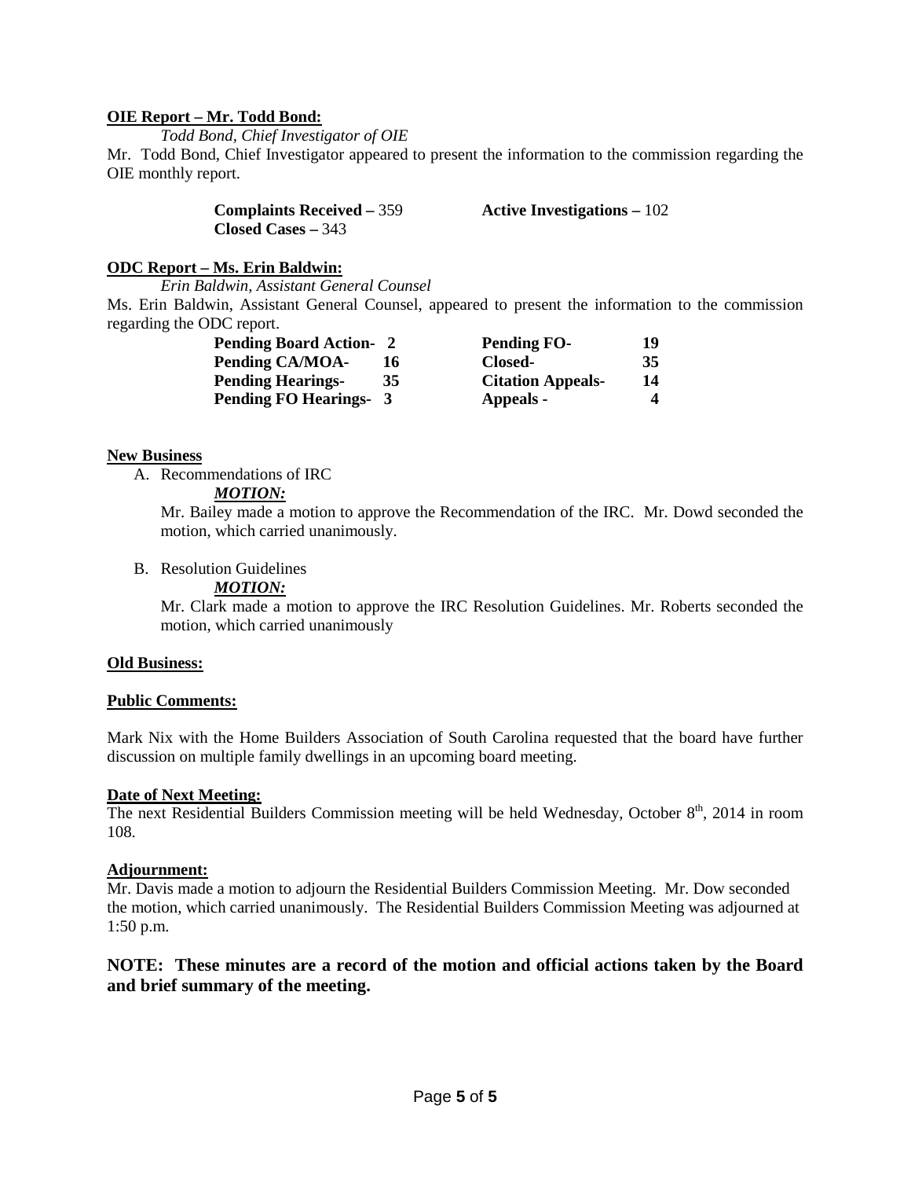**OIE Report – Mr. Todd Bond:**

*Todd Bond, Chief Investigator of OIE*

Mr. Todd Bond, Chief Investigator appeared to present the information to the commission regarding the OIE monthly report.

| | |
|---|---|
| **Complaints Received –** 359 | **Active Investigations –** 102 |
| **Closed Cases –** 343 | |

**ODC Report – Ms. Erin Baldwin:**

*Erin Baldwin, Assistant General Counsel*

Ms. Erin Baldwin, Assistant General Counsel, appeared to present the information to the commission regarding the ODC report.

| | | | |
|---|---|---|---|
| **Pending Board Action-** | **2** | **Pending FO-** | **19** |
| **Pending CA/MOA-** | **16** | **Closed-** | **35** |
| **Pending Hearings-** | **35** | **Citation Appeals-** | **14** |
| **Pending FO Hearings-** | **3** | **Appeals -** | **4** |

**New Business**

A. Recommendations of IRC

***MOTION:***

Mr. Bailey made a motion to approve the Recommendation of the IRC. Mr. Dowd seconded the motion, which carried unanimously.

B. Resolution Guidelines

***MOTION:***

Mr. Clark made a motion to approve the IRC Resolution Guidelines. Mr. Roberts seconded the motion, which carried unanimously

**Old Business:**

**Public Comments:**

Mark Nix with the Home Builders Association of South Carolina requested that the board have further discussion on multiple family dwellings in an upcoming board meeting.

**Date of Next Meeting:**

The next Residential Builders Commission meeting will be held Wednesday, October 8th, 2014 in room 108.

**Adjournment:**

Mr. Davis made a motion to adjourn the Residential Builders Commission Meeting. Mr. Dow seconded the motion, which carried unanimously. The Residential Builders Commission Meeting was adjourned at 1:50 p.m.

**NOTE: These minutes are a record of the motion and official actions taken by the Board and brief summary of the meeting.**